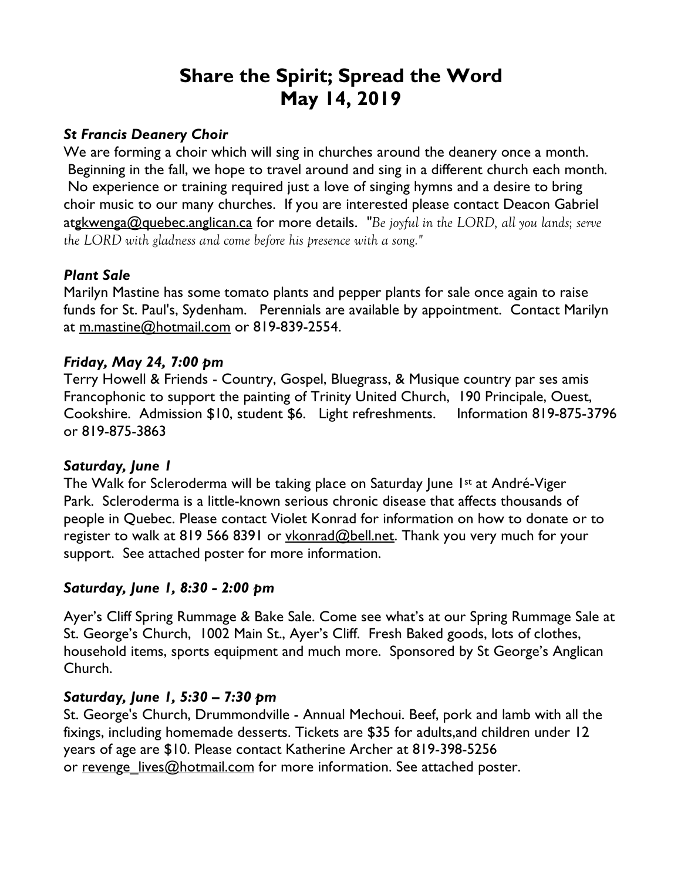# Share the Spirit; Spread the Word
# May 14, 2019

### *St Francis Deanery Choir*

We are forming a choir which will sing in churches around the deanery once a month. Beginning in the fall, we hope to travel around and sing in a different church each month. No experience or training required just a love of singing hymns and a desire to bring choir music to our many churches. If you are interested please contact Deacon Gabriel atgkwenga@quebec.anglican.ca for more details. "*Be joyful in the LORD, all you lands; serve the LORD with gladness and come before his presence with a song."*

### *Plant Sale*

Marilyn Mastine has some tomato plants and pepper plants for sale once again to raise funds for St. Paul's, Sydenham. Perennials are available by appointment. Contact Marilyn at m.mastine@hotmail.com or 819-839-2554.

### *Friday, May 24, 7:00 pm*

Terry Howell & Friends - Country, Gospel, Bluegrass, & Musique country par ses amis Francophonic to support the painting of Trinity United Church, 190 Principale, Ouest, Cookshire. Admission $10, student $6. Light refreshments. Information 819-875-3796 or 819-875-3863

### *Saturday, June 1*

The Walk for Scleroderma will be taking place on Saturday June 1st at André-Viger Park. Scleroderma is a little-known serious chronic disease that affects thousands of people in Quebec. Please contact Violet Konrad for information on how to donate or to register to walk at 819 566 8391 or vkonrad@bell.net. Thank you very much for your support. See attached poster for more information.

### *Saturday, June 1, 8:30 - 2:00 pm*

Ayer's Cliff Spring Rummage & Bake Sale. Come see what's at our Spring Rummage Sale at St. George's Church, 1002 Main St., Ayer's Cliff. Fresh Baked goods, lots of clothes, household items, sports equipment and much more. Sponsored by St George's Anglican Church.

### *Saturday, June 1, 5:30 – 7:30 pm*

St. George's Church, Drummondville - Annual Mechoui. Beef, pork and lamb with all the fixings, including homemade desserts. Tickets are $35 for adults,and children under 12 years of age are $10. Please contact Katherine Archer at 819-398-5256 or revenge_lives@hotmail.com for more information. See attached poster.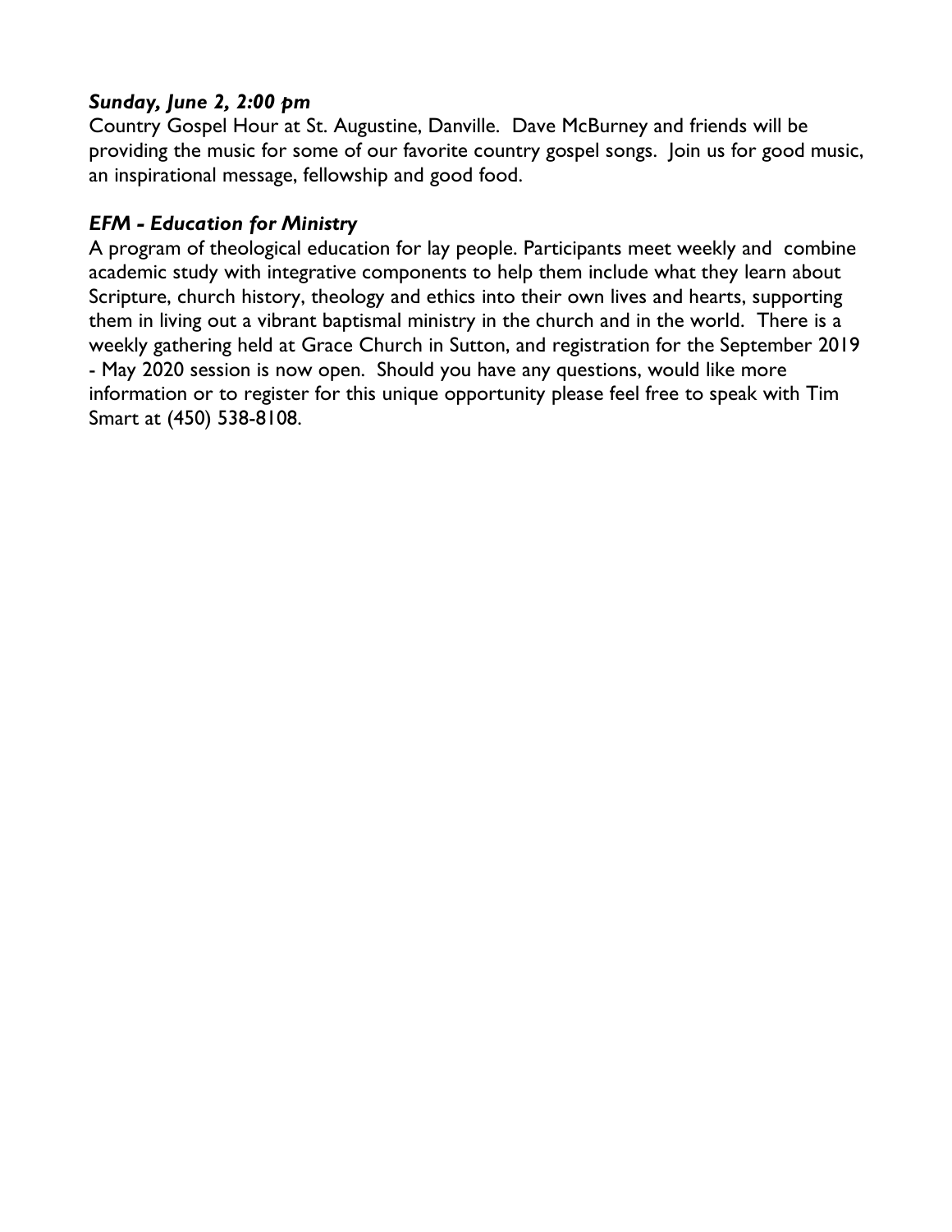***Sunday, June 2, 2:00 pm***

Country Gospel Hour at St. Augustine, Danville. Dave McBurney and friends will be providing the music for some of our favorite country gospel songs. Join us for good music, an inspirational message, fellowship and good food.

***EFM - Education for Ministry***

A program of theological education for lay people. Participants meet weekly and combine academic study with integrative components to help them include what they learn about Scripture, church history, theology and ethics into their own lives and hearts, supporting them in living out a vibrant baptismal ministry in the church and in the world. There is a weekly gathering held at Grace Church in Sutton, and registration for the September 2019 - May 2020 session is now open. Should you have any questions, would like more information or to register for this unique opportunity please feel free to speak with Tim Smart at (450) 538-8108.